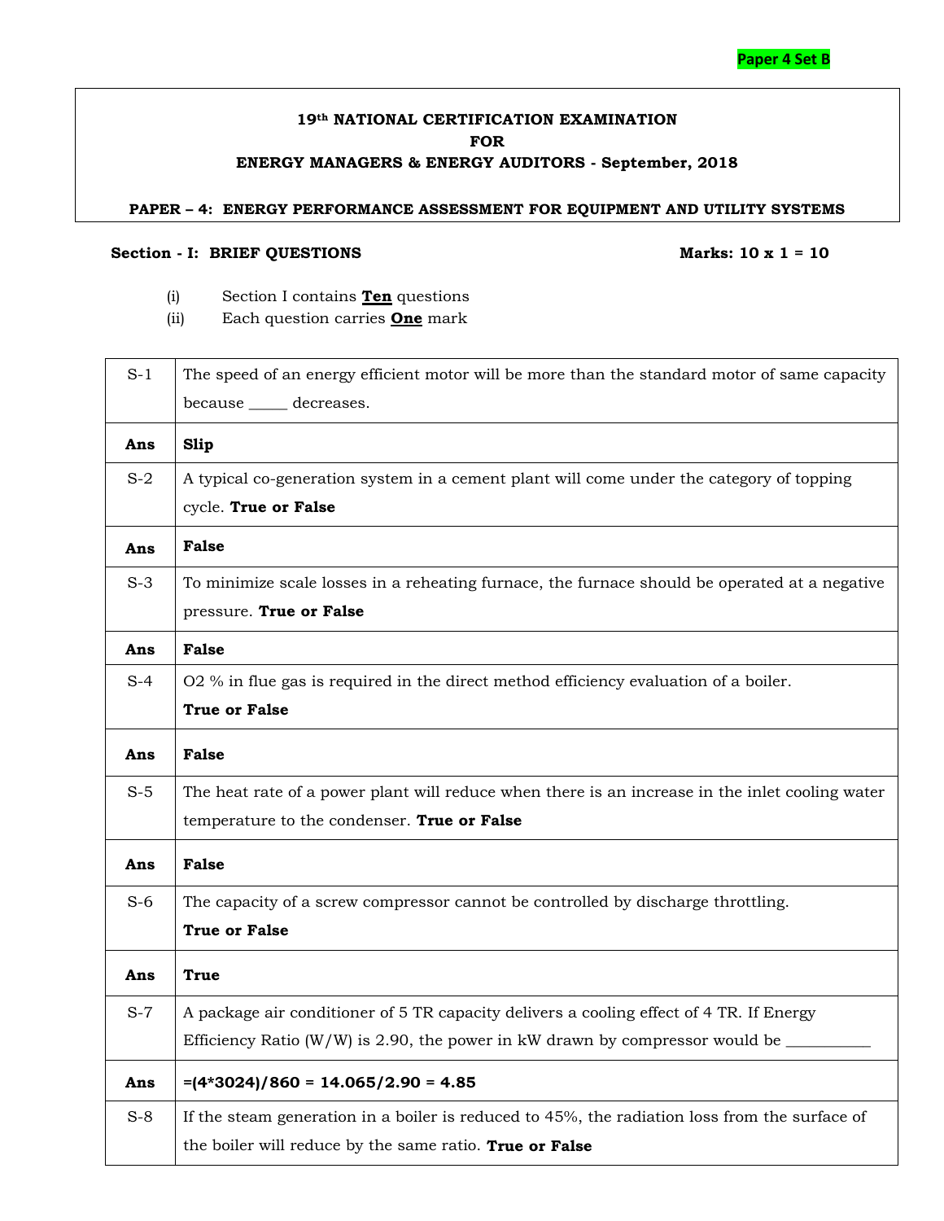Paper 4 Set B

**19th NATIONAL CERTIFICATION EXAMINATION**
**FOR**
**ENERGY MANAGERS & ENERGY AUDITORS - September, 2018**

**PAPER – 4: ENERGY PERFORMANCE ASSESSMENT FOR EQUIPMENT AND UTILITY SYSTEMS**

**Section - I: BRIEF QUESTIONS** **Marks: 10 x 1 = 10**

(i) Section I contains **Ten** questions
(ii) Each question carries **One** mark

| | |
|---|---|
| S-1 | The speed of an energy efficient motor will be more than the standard motor of same capacity because _____ decreases. |
| **Ans** | **Slip** |
| S-2 | A typical co-generation system in a cement plant will come under the category of topping cycle. **True or False** |
| **Ans** | **False** |
| S-3 | To minimize scale losses in a reheating furnace, the furnace should be operated at a negative pressure. **True or False** |
| **Ans** | **False** |
| S-4 | O2 % in flue gas is required in the direct method efficiency evaluation of a boiler. **True or False** |
| **Ans** | **False** |
| S-5 | The heat rate of a power plant will reduce when there is an increase in the inlet cooling water temperature to the condenser. **True or False** |
| **Ans** | **False** |
| S-6 | The capacity of a screw compressor cannot be controlled by discharge throttling. **True or False** |
| **Ans** | **True** |
| S-7 | A package air conditioner of 5 TR capacity delivers a cooling effect of 4 TR. If Energy Efficiency Ratio (W/W) is 2.90, the power in kW drawn by compressor would be ___________ |
| **Ans** | **=(4*3024)/860 = 14.065/2.90 = 4.85** |
| S-8 | If the steam generation in a boiler is reduced to 45%, the radiation loss from the surface of the boiler will reduce by the same ratio. **True or False** |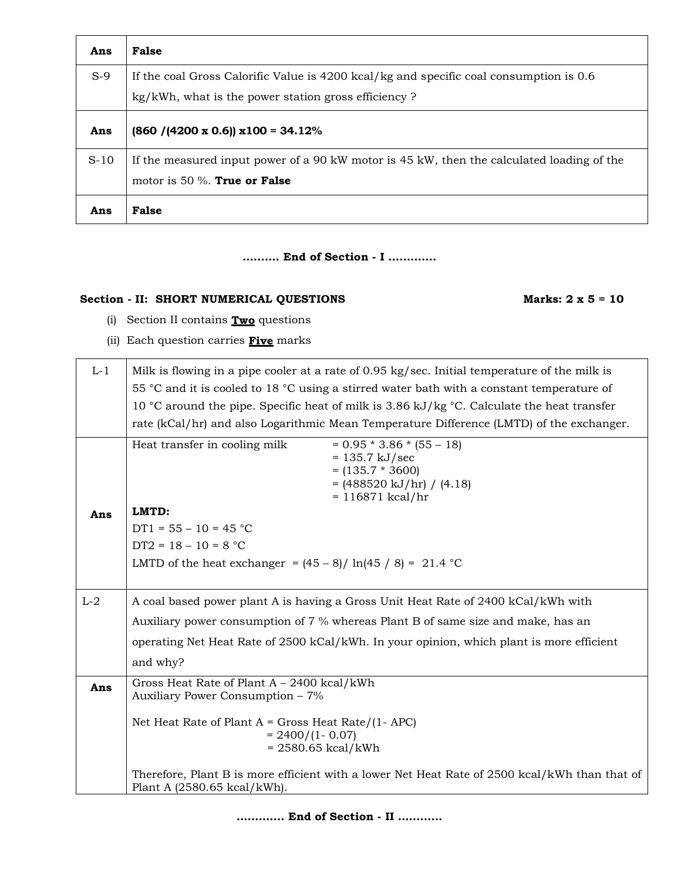| | |
|---|---|
| **Ans** | **False** |
| S-9 | If the coal Gross Calorific Value is 4200 kcal/kg and specific coal consumption is 0.6 kg/kWh, what is the power station gross efficiency ? |
| **Ans** | **(860 /(4200 x 0.6)) x100 = 34.12%** |
| S-10 | If the measured input power of a 90 kW motor is 45 kW, then the calculated loading of the motor is 50 %. **True or False** |
| **Ans** | **False** |

**………. End of Section - I …………**

**Section - II: SHORT NUMERICAL QUESTIONS** **Marks: 2 x 5 = 10**

(i) Section II contains **Two** questions

(ii) Each question carries **Five** marks

| | |
|---|---|
| L-1 | Milk is flowing in a pipe cooler at a rate of 0.95 kg/sec. Initial temperature of the milk is 55 °C and it is cooled to 18 °C using a stirred water bath with a constant temperature of 10 °C around the pipe. Specific heat of milk is 3.86 kJ/kg °C. Calculate the heat transfer rate (kCal/hr) and also Logarithmic Mean Temperature Difference (LMTD) of the exchanger. |
| **Ans** | Heat transfer in cooling milk = 0.95 * 3.86 * (55 – 18)<br>= 135.7 kJ/sec<br>= (135.7 * 3600)<br>= (488520 kJ/hr) / (4.18)<br>= 116871 kcal/hr<br><br>**LMTD:**<br>DT1 = 55 – 10 = 45 °C<br>DT2 = 18 – 10 = 8 °C<br>LMTD of the heat exchanger = (45 – 8)/ ln(45 / 8) = 21.4 °C |
| L-2 | A coal based power plant A is having a Gross Unit Heat Rate of 2400 kCal/kWh with Auxiliary power consumption of 7 % whereas Plant B of same size and make, has an operating Net Heat Rate of 2500 kCal/kWh. In your opinion, which plant is more efficient and why? |
| **Ans** | Gross Heat Rate of Plant A – 2400 kcal/kWh<br>Auxiliary Power Consumption – 7%<br><br>Net Heat Rate of Plant A = Gross Heat Rate/(1- APC)<br>= 2400/(1- 0.07)<br>= 2580.65 kcal/kWh<br><br>Therefore, Plant B is more efficient with a lower Net Heat Rate of 2500 kcal/kWh than that of Plant A (2580.65 kcal/kWh). |

**…………. End of Section - II …………**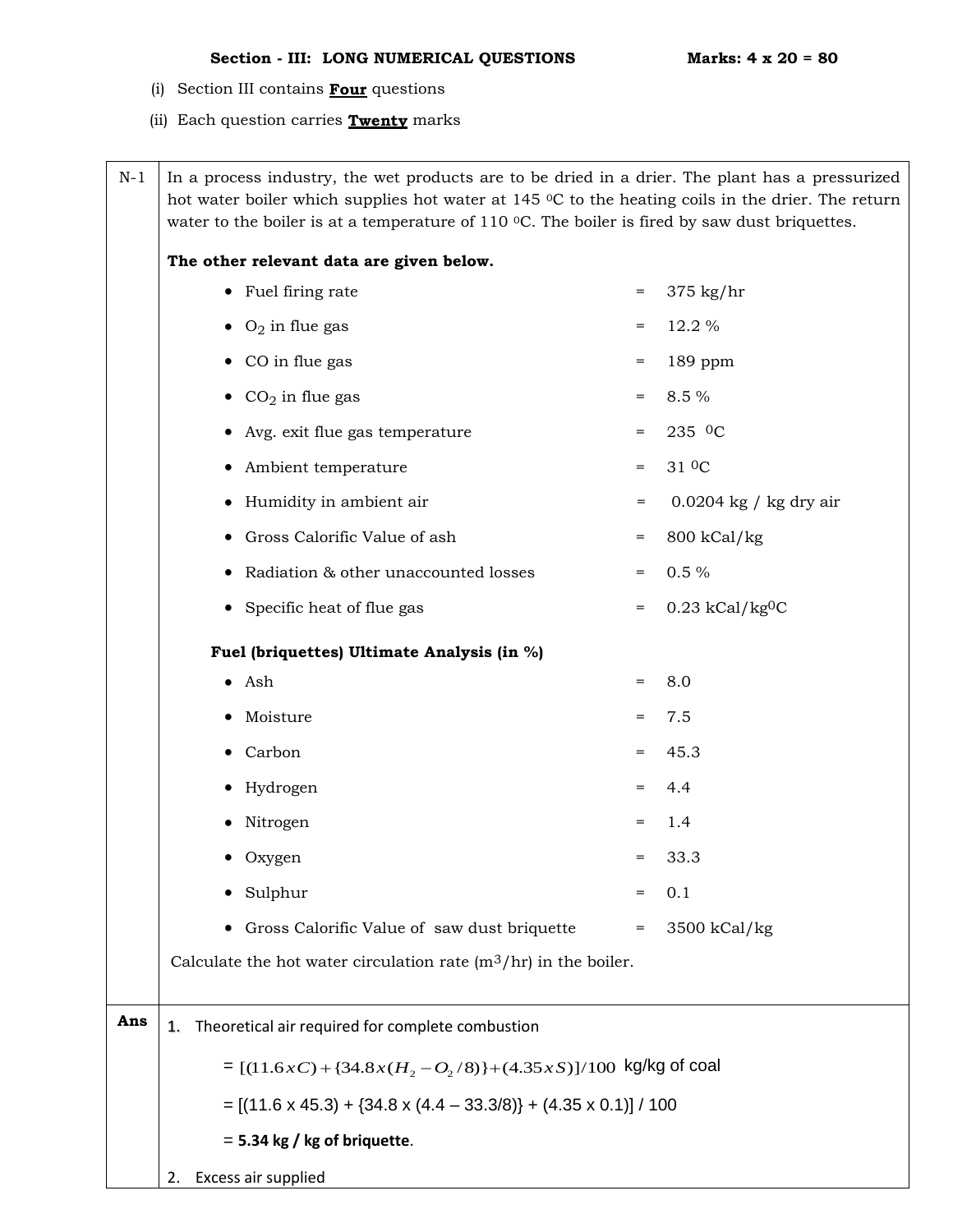**Section - III: LONG NUMERICAL QUESTIONS** **Marks: 4 x 20 = 80**

(i) Section III contains **Four** questions

(ii) Each question carries **Twenty** marks

**N-1**

In a process industry, the wet products are to be dried in a drier. The plant has a pressurized hot water boiler which supplies hot water at 145 $^0$C to the heating coils in the drier. The return water to the boiler is at a temperature of 110 $^0$C. The boiler is fired by saw dust briquettes.

**The other relevant data are given below.**

- Fuel firing rate = 375 kg/hr
- $O_2$ in flue gas = 12.2 %
- CO in flue gas = 189 ppm
- $CO_2$ in flue gas = 8.5 %
- Avg. exit flue gas temperature = 235 $^0$C
- Ambient temperature = 31 $^0$C
- Humidity in ambient air = 0.0204 kg / kg dry air
- Gross Calorific Value of ash = 800 kCal/kg
- Radiation & other unaccounted losses = 0.5 %
- Specific heat of flue gas = 0.23 kCal/kg$^0$C

**Fuel (briquettes) Ultimate Analysis (in %)**

- Ash = 8.0
- Moisture = 7.5
- Carbon = 45.3
- Hydrogen = 4.4
- Nitrogen = 1.4
- Oxygen = 33.3
- Sulphur = 0.1
- Gross Calorific Value of saw dust briquette = 3500 kCal/kg

Calculate the hot water circulation rate (m$^3$/hr) in the boiler.

**Ans**

1. Theoretical air required for complete combustion

   = $[(11.6 x C) + \{34.8 x (H_2 - O_2/8)\} + (4.35 x S)]/100$ kg/kg of coal

   = [(11.6 x 45.3) + {34.8 x (4.4 – 33.3/8)} + (4.35 x 0.1)] / 100

   = **5.34 kg / kg of briquette**.

2. Excess air supplied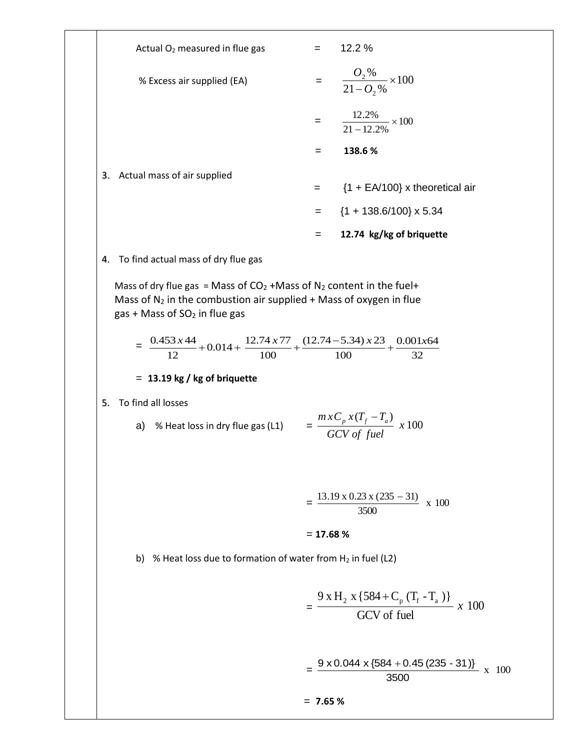Actual $O_2$ measured in flue gas = 12.2 %

% Excess air supplied (EA) = $\frac{O_2\%}{21 - O_2\%} \times 100$

$$= \frac{12.2\%}{21 - 12.2\%} \times 100$$

= **138.6 %**

3. Actual mass of air supplied

= {1 + EA/100} x theoretical air

= {1 + 138.6/100} x 5.34

= **12.74 kg/kg of briquette**

4. To find actual mass of dry flue gas

Mass of dry flue gas = Mass of $CO_2$ + Mass of $N_2$ content in the fuel + Mass of $N_2$ in the combustion air supplied + Mass of oxygen in flue gas + Mass of $SO_2$ in flue gas

$$= \frac{0.453 \, x \, 44}{12} + 0.014 + \frac{12.74 \, x \, 77}{100} + \frac{(12.74 - 5.34) \, x \, 23}{100} + \frac{0.001 x 64}{32}$$

= **13.19 kg / kg of briquette**

5. To find all losses

a) % Heat loss in dry flue gas (L1) = $\frac{m \, x \, C_p \, x (T_f - T_a)}{GCV \; of \; fuel} \; x \, 100$

$$= \frac{13.19 \text{ x } 0.23 \text{ x } (235 - 31)}{3500} \text{ x } 100$$

= **17.68 %**

b) % Heat loss due to formation of water from $H_2$ in fuel (L2)

$$= \frac{9 \text{ x } H_2 \text{ x } \{584 + C_p \, (T_f - T_a)\}}{\text{GCV of fuel}} \; x \; 100$$

$$= \frac{9 \text{ x } 0.044 \text{ x } \{584 + 0.45 \, (235 - 31)\}}{3500} \text{ x } 100$$

= **7.65 %**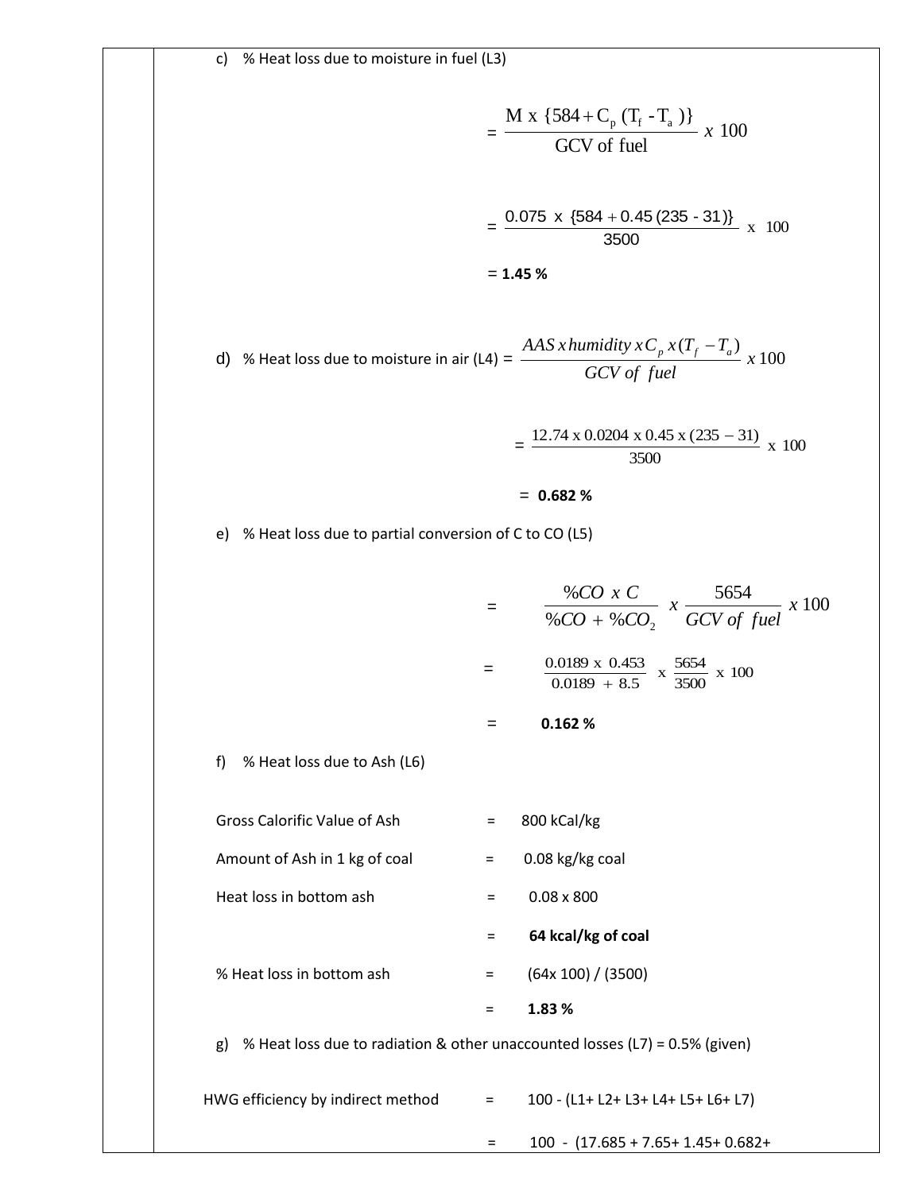c) % Heat loss due to moisture in fuel (L3)

$$= \frac{M \ x \ \{584 + C_p \ (T_f \ - T_a \ )\}}{GCV \ of \ fuel} \ x \ 100$$

$$= \frac{0.075 \ x \ \{584 + 0.45 \ (235 \ - 31)\}}{3500} \ x \ 100$$

= **1.45 %**

d) % Heat loss due to moisture in air (L4) = $\frac{AAS \ x \ humidity \ x \ C_p \ x \ (T_f - T_a)}{GCV \ of \ fuel} \ x \ 100$

$$= \frac{12.74 \ x \ 0.0204 \ x \ 0.45 \ x \ (235 - 31)}{3500} \ x \ 100$$

= **0.682 %**

e) % Heat loss due to partial conversion of C to CO (L5)

$$= \frac{\%CO \ x \ C}{\%CO \ + \ \%CO_2} \ x \ \frac{5654}{GCV \ of \ fuel} \ x \ 100$$

$$= \frac{0.0189 \ x \ 0.453}{0.0189 \ + \ 8.5} \ x \ \frac{5654}{3500} \ x \ 100$$

= **0.162 %**

f) % Heat loss due to Ash (L6)

Gross Calorific Value of Ash = 800 kCal/kg

Amount of Ash in 1 kg of coal = 0.08 kg/kg coal

Heat loss in bottom ash = 0.08 x 800

= **64 kcal/kg of coal**

% Heat loss in bottom ash = (64x 100) / (3500)

= **1.83 %**

g) % Heat loss due to radiation & other unaccounted losses (L7) = 0.5% (given)

HWG efficiency by indirect method = 100 - (L1+ L2+ L3+ L4+ L5+ L6+ L7)

= 100 - (17.685 + 7.65+ 1.45+ 0.682+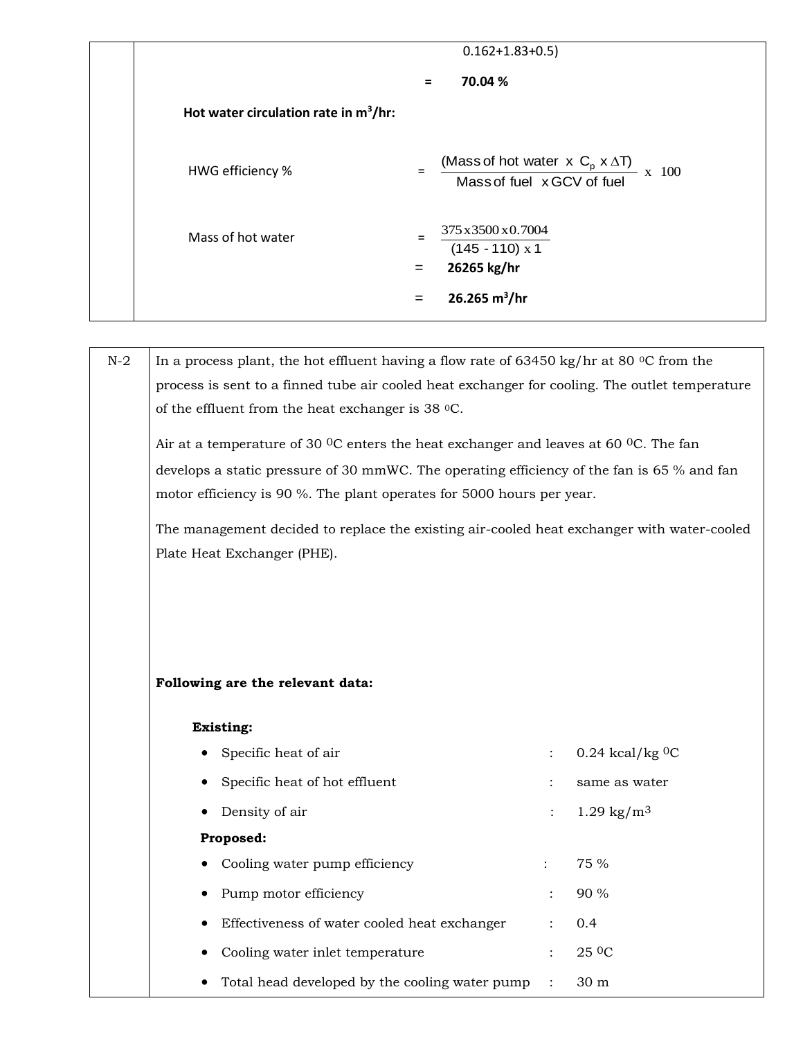0.162+1.83+0.5)

= **70.04 %**

**Hot water circulation rate in m$^3$/hr:**

HWG efficiency % $= \dfrac{(\text{Mass of hot water} \times C_p \times \Delta T)}{\text{Mass of fuel} \times \text{GCV of fuel}} \times 100$

Mass of hot water $= \dfrac{375 \times 3500 \times 0.7004}{(145 - 110) \times 1}$

= **26265 kg/hr**

= **26.265 m$^3$/hr**

---

**N-2** In a process plant, the hot effluent having a flow rate of 63450 kg/hr at 80 $^0$C from the process is sent to a finned tube air cooled heat exchanger for cooling. The outlet temperature of the effluent from the heat exchanger is 38 $^0$C.

Air at a temperature of 30 $^0$C enters the heat exchanger and leaves at 60 $^0$C. The fan develops a static pressure of 30 mmWC. The operating efficiency of the fan is 65 % and fan motor efficiency is 90 %. The plant operates for 5000 hours per year.

The management decided to replace the existing air-cooled heat exchanger with water-cooled Plate Heat Exchanger (PHE).

**Following are the relevant data:**

**Existing:**

- Specific heat of air : 0.24 kcal/kg $^0$C
- Specific heat of hot effluent : same as water
- Density of air : 1.29 kg/m$^3$

**Proposed:**

- Cooling water pump efficiency : 75 %
- Pump motor efficiency : 90 %
- Effectiveness of water cooled heat exchanger : 0.4
- Cooling water inlet temperature : 25 $^0$C
- Total head developed by the cooling water pump : 30 m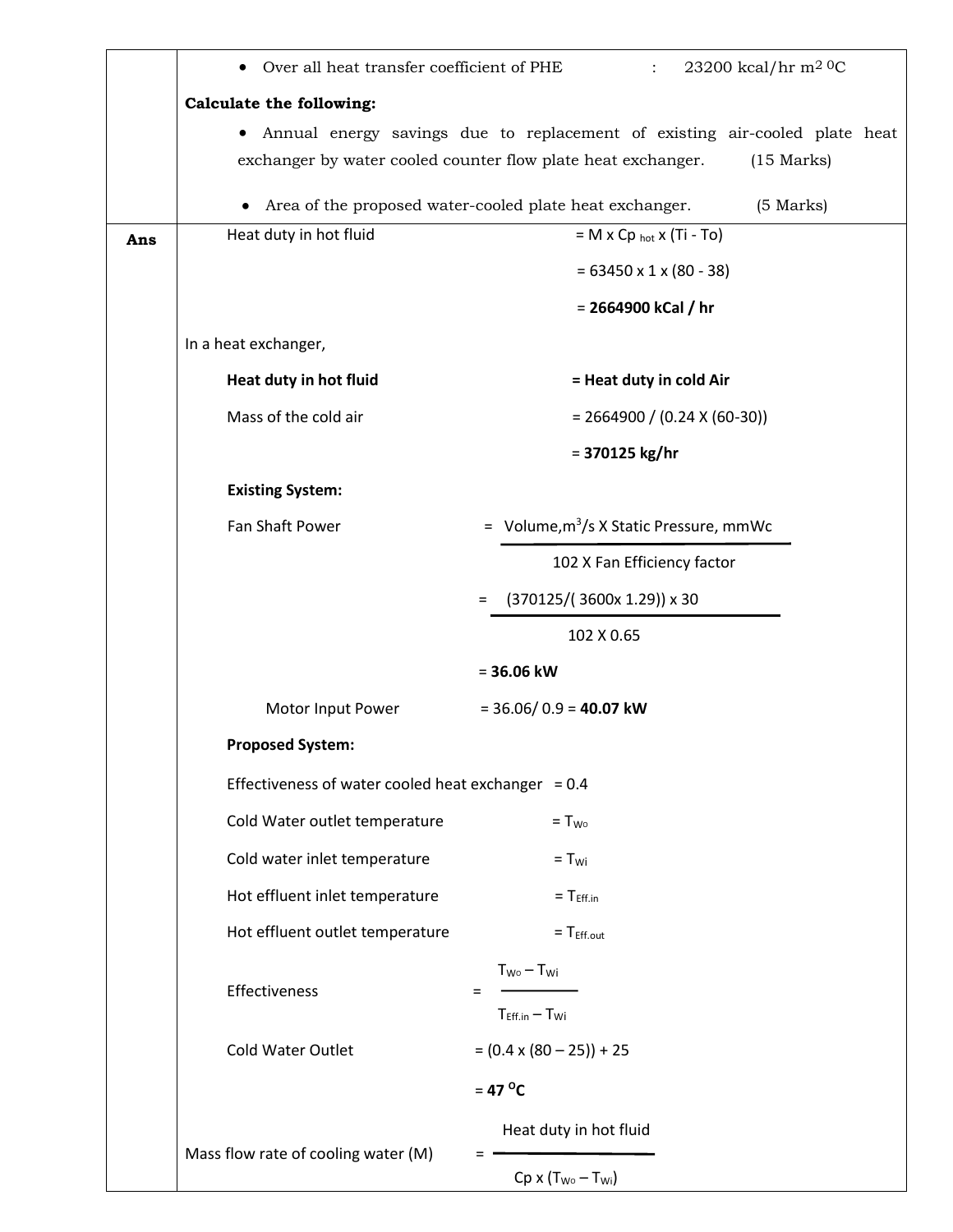- Over all heat transfer coefficient of PHE : 23200 kcal/hr $m^2$ $^0C$

**Calculate the following:**

- Annual energy savings due to replacement of existing air-cooled plate heat exchanger by water cooled counter flow plate heat exchanger. (15 Marks)
- Area of the proposed water-cooled plate heat exchanger. (5 Marks)

**Ans**

Heat duty in hot fluid = M x $Cp_{hot}$ x (Ti - To)

= 63450 x 1 x (80 - 38)

= **2664900 kCal / hr**

In a heat exchanger,

**Heat duty in hot fluid = Heat duty in cold Air**

Mass of the cold air = 2664900 / (0.24 X (60-30))

= **370125 kg/hr**

**Existing System:**

$$\text{Fan Shaft Power} = \frac{\text{Volume}, m^3/s \times \text{Static Pressure, mmWc}}{102 \times \text{Fan Efficiency factor}}$$

$$= \frac{(370125/(3600 \times 1.29)) \times 30}{102 \times 0.65}$$

= **36.06 kW**

Motor Input Power = 36.06/ 0.9 = **40.07 kW**

**Proposed System:**

Effectiveness of water cooled heat exchanger = 0.4

Cold Water outlet temperature = $T_{Wo}$

Cold water inlet temperature = $T_{Wi}$

Hot effluent inlet temperature = $T_{Eff.in}$

Hot effluent outlet temperature = $T_{Eff.out}$

$$\text{Effectiveness} = \frac{T_{Wo} - T_{Wi}}{T_{Eff.in} - T_{Wi}}$$

Cold Water Outlet = (0.4 x (80 – 25)) + 25

= **47 $^oC$**

$$\text{Mass flow rate of cooling water (M)} = \frac{\text{Heat duty in hot fluid}}{Cp \times (T_{Wo} - T_{Wi})}$$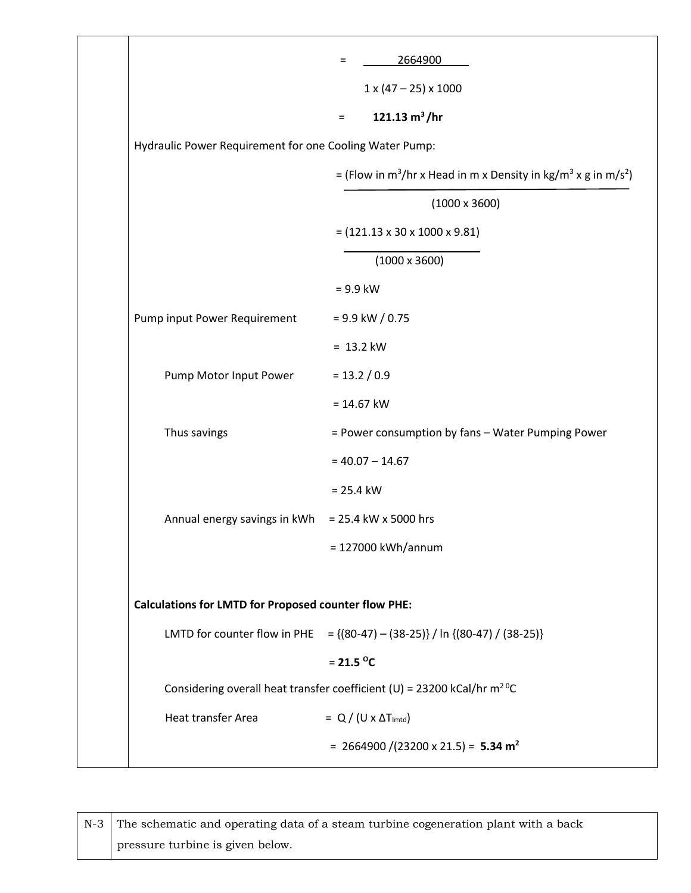$$= \frac{2664900}{1 \times (47 - 25) \times 1000}$$

$$= \mathbf{121.13\ m^3/hr}$$

Hydraulic Power Requirement for one Cooling Water Pump:

$$= \frac{(\text{Flow in } m^3/hr \times \text{Head in m} \times \text{Density in } kg/m^3 \times g \text{ in } m/s^2)}{(1000 \times 3600)}$$

$$= \frac{(121.13 \times 30 \times 1000 \times 9.81)}{(1000 \times 3600)}$$

= 9.9 kW

Pump input Power Requirement = 9.9 kW / 0.75

= 13.2 kW

Pump Motor Input Power = 13.2 / 0.9

= 14.67 kW

Thus savings = Power consumption by fans – Water Pumping Power

= 40.07 – 14.67

= 25.4 kW

Annual energy savings in kWh = 25.4 kW x 5000 hrs

= 127000 kWh/annum

**Calculations for LMTD for Proposed counter flow PHE:**

LMTD for counter flow in PHE = {(80-47) – (38-25)} / ln {(80-47) / (38-25)}

= **21.5 $^{o}$C**

Considering overall heat transfer coefficient (U) = 23200 kCal/hr $m^2\ ^0C$

Heat transfer Area = Q / (U x $\Delta T_{lmtd}$)

= 2664900 /(23200 x 21.5) = **5.34 m$^2$**

| N-3 | The schematic and operating data of a steam turbine cogeneration plant with a back pressure turbine is given below. |
|---|---|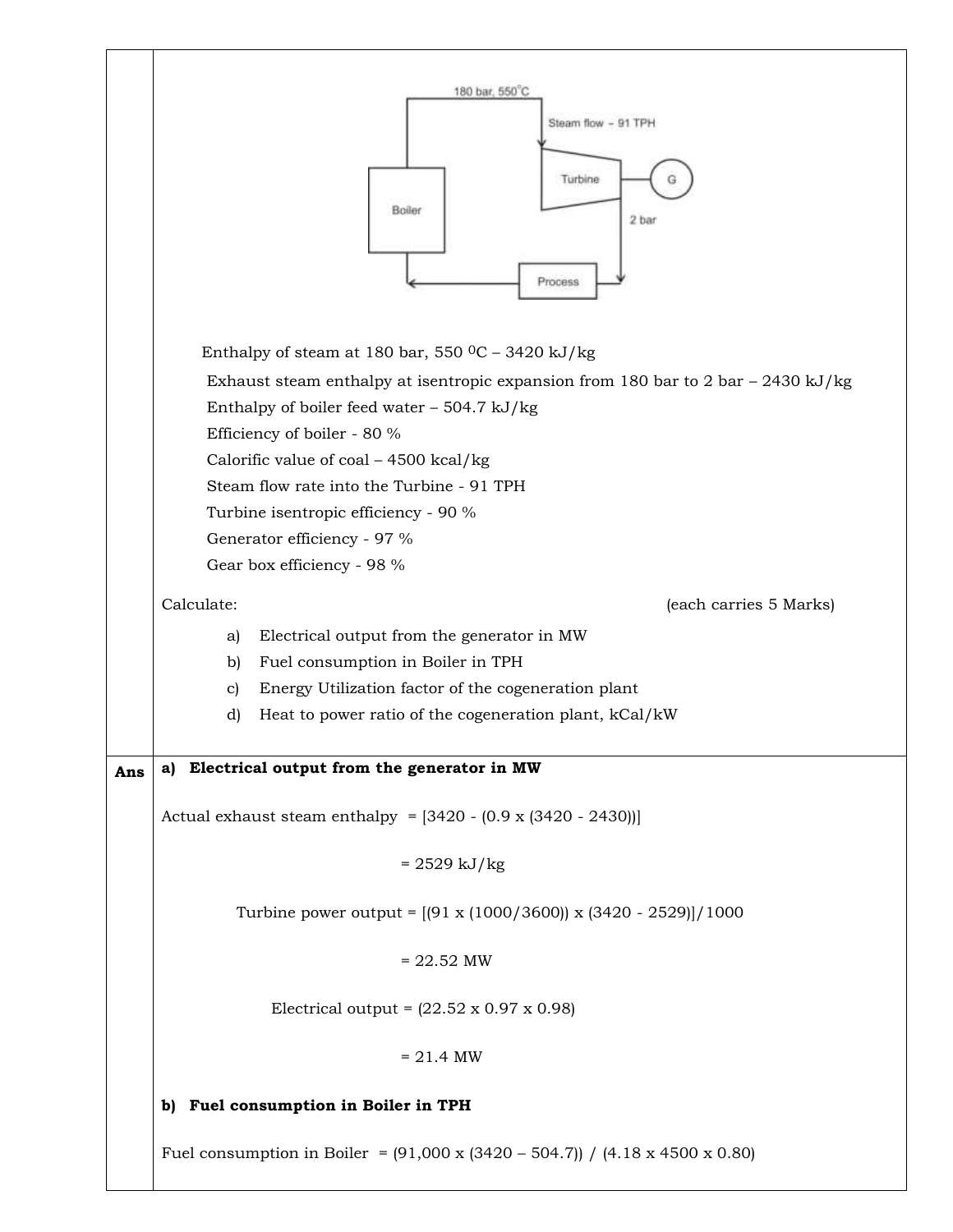180 bar, 550°C

Steam flow - 91 TPH

Turbine

G

Boiler

2 bar

Process

Enthalpy of steam at 180 bar, 550 $^0$C – 3420 kJ/kg

Exhaust steam enthalpy at isentropic expansion from 180 bar to 2 bar – 2430 kJ/kg

Enthalpy of boiler feed water – 504.7 kJ/kg

Efficiency of boiler - 80 %

Calorific value of coal – 4500 kcal/kg

Steam flow rate into the Turbine - 91 TPH

Turbine isentropic efficiency - 90 %

Generator efficiency - 97 %

Gear box efficiency - 98 %

Calculate: (each carries 5 Marks)

a) Electrical output from the generator in MW
b) Fuel consumption in Boiler in TPH
c) Energy Utilization factor of the cogeneration plant
d) Heat to power ratio of the cogeneration plant, kCal/kW

**Ans**

**a) Electrical output from the generator in MW**

Actual exhaust steam enthalpy = [3420 - (0.9 x (3420 - 2430))]

= 2529 kJ/kg

Turbine power output = [(91 x (1000/3600)) x (3420 - 2529)]/1000

= 22.52 MW

Electrical output = (22.52 x 0.97 x 0.98)

= 21.4 MW

**b) Fuel consumption in Boiler in TPH**

Fuel consumption in Boiler = (91,000 x (3420 – 504.7)) / (4.18 x 4500 x 0.80)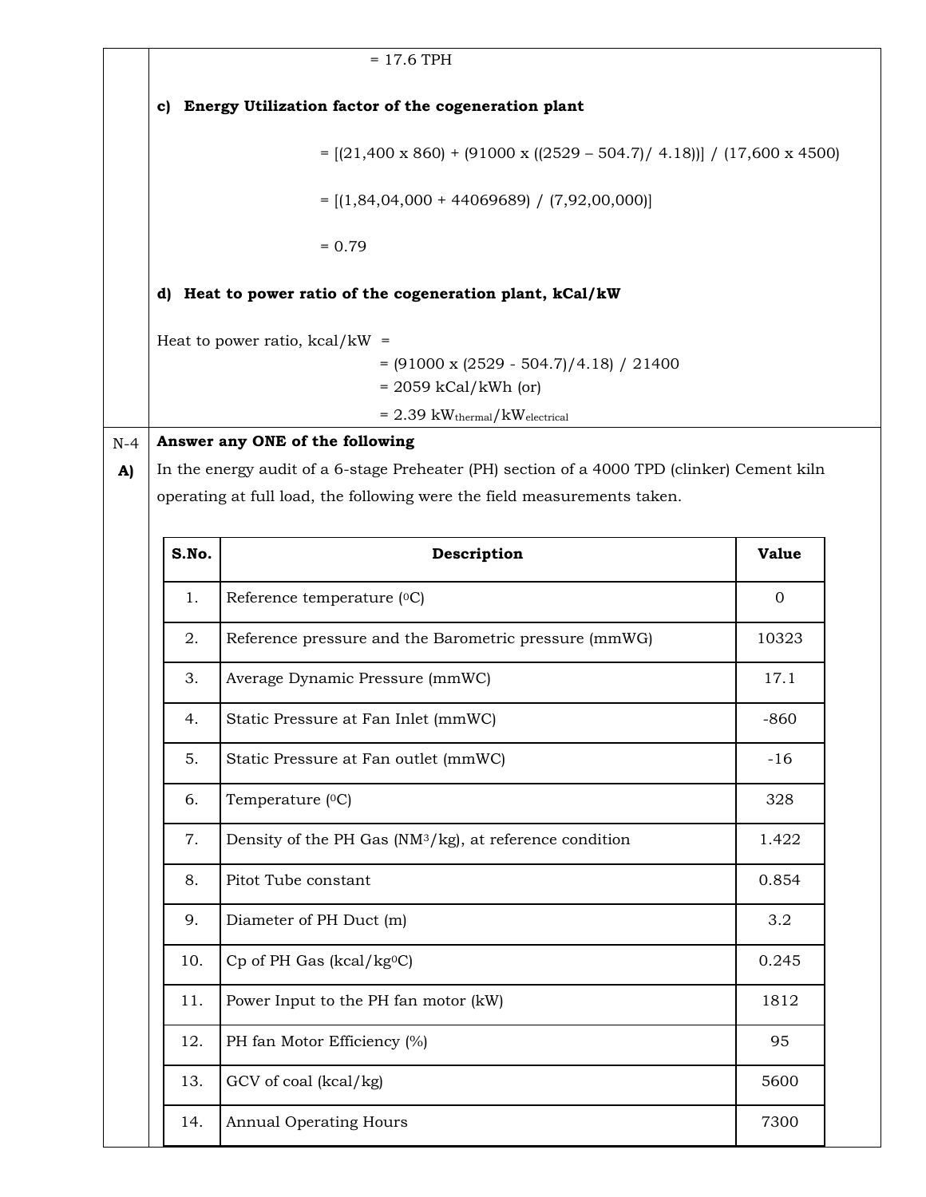= 17.6 TPH

**c) Energy Utilization factor of the cogeneration plant**

$$= [(21,400 \times 860) + (91000 \times ((2529 - 504.7)/ 4.18))] / (17,600 \times 4500)$$

$$= [(1,84,04,000 + 44069689) / (7,92,00,000)]$$

$$= 0.79$$

**d) Heat to power ratio of the cogeneration plant, kCal/kW**

Heat to power ratio, kcal/kW =

$$= (91000 \times (2529 - 504.7)/4.18) / 21400$$

= 2059 kCal/kWh (or)

= 2.39 $kW_{thermal}/kW_{electrical}$

**N-4 A) Answer any ONE of the following**

In the energy audit of a 6-stage Preheater (PH) section of a 4000 TPD (clinker) Cement kiln operating at full load, the following were the field measurements taken.

| S.No. | Description | Value |
|---|---|---|
| 1. | Reference temperature ($^0$C) | 0 |
| 2. | Reference pressure and the Barometric pressure (mmWG) | 10323 |
| 3. | Average Dynamic Pressure (mmWC) | 17.1 |
| 4. | Static Pressure at Fan Inlet (mmWC) | -860 |
| 5. | Static Pressure at Fan outlet (mmWC) | -16 |
| 6. | Temperature ($^0$C) | 328 |
| 7. | Density of the PH Gas (NM$^3$/kg), at reference condition | 1.422 |
| 8. | Pitot Tube constant | 0.854 |
| 9. | Diameter of PH Duct (m) | 3.2 |
| 10. | Cp of PH Gas (kcal/kg$^0$C) | 0.245 |
| 11. | Power Input to the PH fan motor (kW) | 1812 |
| 12. | PH fan Motor Efficiency (%) | 95 |
| 13. | GCV of coal (kcal/kg) | 5600 |
| 14. | Annual Operating Hours | 7300 |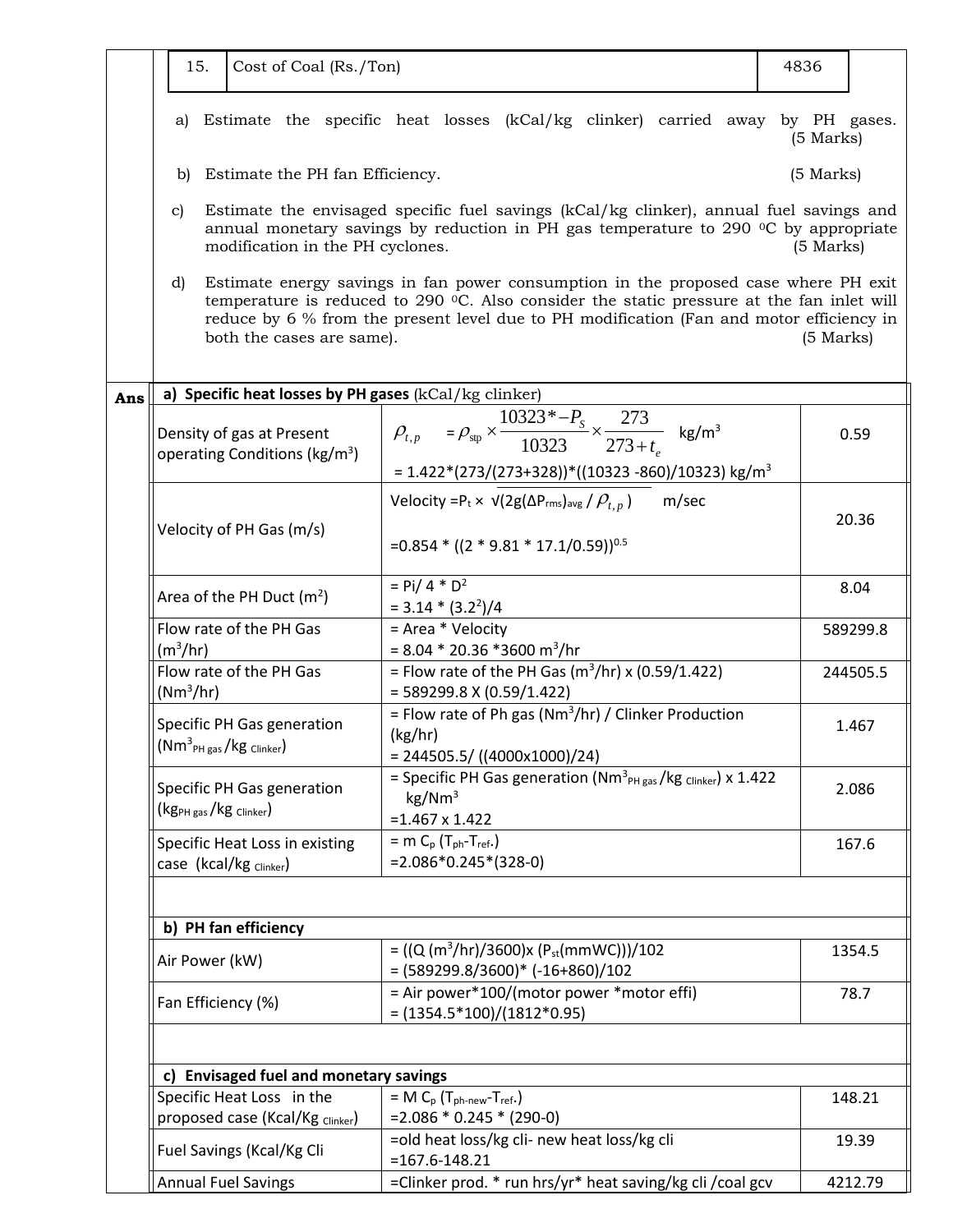| 15. | Cost of Coal (Rs./Ton) | 4836 |
|---|---|---|

a) Estimate the specific heat losses (kCal/kg clinker) carried away by PH gases. (5 Marks)

b) Estimate the PH fan Efficiency. (5 Marks)

c) Estimate the envisaged specific fuel savings (kCal/kg clinker), annual fuel savings and annual monetary savings by reduction in PH gas temperature to 290 $^0$C by appropriate modification in the PH cyclones. (5 Marks)

d) Estimate energy savings in fan power consumption in the proposed case where PH exit temperature is reduced to 290 $^0$C. Also consider the static pressure at the fan inlet will reduce by 6 % from the present level due to PH modification (Fan and motor efficiency in both the cases are same). (5 Marks)

**Ans**

| **a) Specific heat losses by PH gases** (kCal/kg clinker) | | |
|---|---|---|
| Density of gas at Present operating Conditions (kg/m$^3$) | $\rho_{t,p} = \rho_{stp} \times \frac{10323*-P_S}{10323} \times \frac{273}{273+t_e}$ kg/m$^3$ <br> = 1.422*(273/(273+328))*((10323 -860)/10323) kg/m$^3$ | 0.59 |
| Velocity of PH Gas (m/s) | Velocity = $P_t \times \sqrt{2g(\Delta P_{rms})_{avg} / \rho_{t,p}}$ m/sec <br> =0.854 * ((2 * 9.81 * 17.1/0.59))$^{0.5}$ | 20.36 |
| Area of the PH Duct (m$^2$) | = Pi/ 4 * D$^2$ <br> = 3.14 * (3.2$^2$)/4 | 8.04 |
| Flow rate of the PH Gas (m$^3$/hr) | = Area * Velocity <br> = 8.04 * 20.36 *3600 m$^3$/hr | 589299.8 |
| Flow rate of the PH Gas (Nm$^3$/hr) | = Flow rate of the PH Gas (m$^3$/hr) x (0.59/1.422) <br> = 589299.8 X (0.59/1.422) | 244505.5 |
| Specific PH Gas generation (Nm$^3_{PH\ gas}$/kg $_{Clinker}$) | = Flow rate of Ph gas (Nm$^3$/hr) / Clinker Production (kg/hr) <br> = 244505.5/ ((4000x1000)/24) | 1.467 |
| Specific PH Gas generation (kg$_{PH\ gas}$/kg $_{Clinker}$) | = Specific PH Gas generation (Nm$^3_{PH\ gas}$/kg $_{Clinker}$) x 1.422 kg/Nm$^3$ <br> =1.467 x 1.422 | 2.086 |
| Specific Heat Loss in existing case (kcal/kg $_{Clinker}$) | = m $C_p$ ($T_{ph}$-$T_{ref}$.) <br> =2.086*0.245*(328-0) | 167.6 |
| | | |
| **b) PH fan efficiency** | | |
| Air Power (kW) | = ((Q (m$^3$/hr)/3600)x ($P_{st}$(mmWC)))/102 <br> = (589299.8/3600)* (-16+860)/102 | 1354.5 |
| Fan Efficiency (%) | = Air power*100/(motor power *motor effi) <br> = (1354.5*100)/(1812*0.95) | 78.7 |
| | | |
| **c) Envisaged fuel and monetary savings** | | |
| Specific Heat Loss in the proposed case (Kcal/Kg $_{Clinker}$) | = M $C_p$ ($T_{ph\text{-}new}$-$T_{ref}$.) <br> =2.086 * 0.245 * (290-0) | 148.21 |
| Fuel Savings (Kcal/Kg Cli | =old heat loss/kg cli- new heat loss/kg cli <br> =167.6-148.21 | 19.39 |
| Annual Fuel Savings | =Clinker prod. * run hrs/yr* heat saving/kg cli /coal gcv | 4212.79 |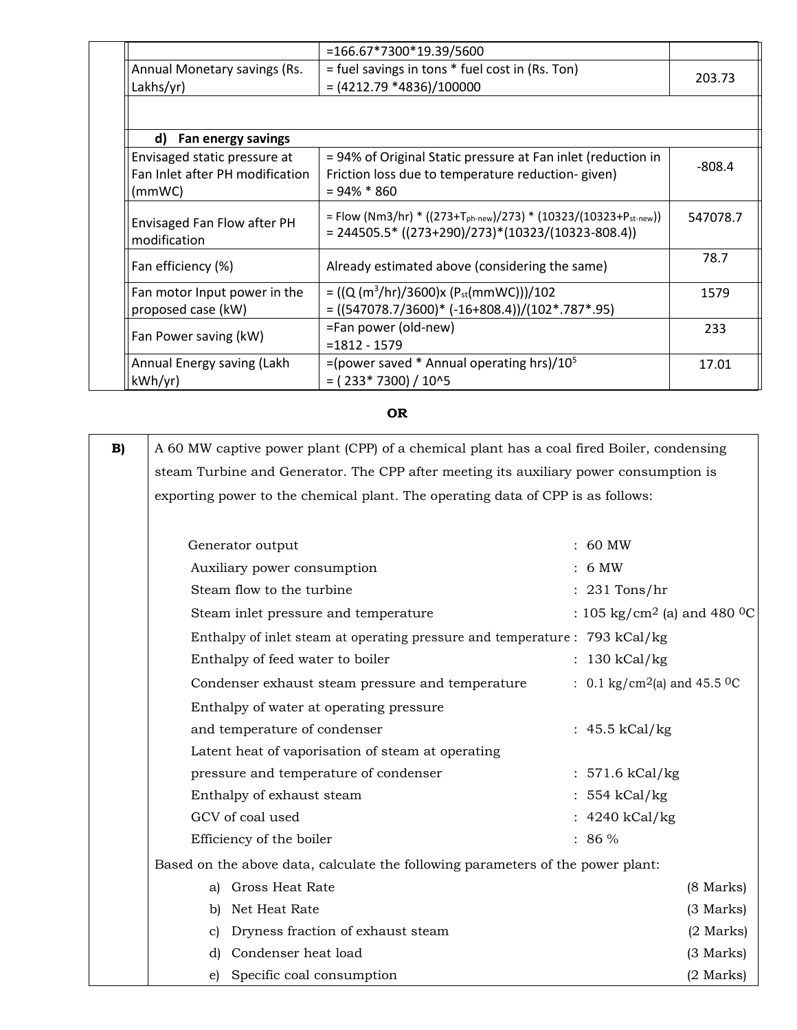| | | |
|---|---|---|
| | =166.67*7300*19.39/5600 | |
| Annual Monetary savings (Rs. Lakhs/yr) | = fuel savings in tons * fuel cost in (Rs. Ton) <br> = (4212.79 *4836)/100000 | 203.73 |
| | | |
| **d) Fan energy savings** | | |
| Envisaged static pressure at Fan Inlet after PH modification (mmWC) | = 94% of Original Static pressure at Fan inlet (reduction in Friction loss due to temperature reduction- given) <br> = 94% * 860 | -808.4 |
| Envisaged Fan Flow after PH modification | = Flow (Nm3/hr) * ((273+$T_{ph-new}$)/273) * (10323/(10323+$P_{st-new}$)) <br> = 244505.5* ((273+290)/273)*(10323/(10323-808.4)) | 547078.7 |
| Fan efficiency (%) | Already estimated above (considering the same) | 78.7 |
| Fan motor Input power in the proposed case (kW) | = ((Q ($m^3$/hr)/3600)x ($P_{st}$(mmWC)))/102 <br> = ((547078.7/3600)* (-16+808.4))/(102*.787*.95) | 1579 |
| Fan Power saving (kW) | =Fan power (old-new) <br> =1812 - 1579 | 233 |
| Annual Energy saving (Lakh kWh/yr) | =(power saved * Annual operating hrs)/$10^5$ <br> = ( 233* 7300) / 10^5 | 17.01 |

**OR**

**B)** A 60 MW captive power plant (CPP) of a chemical plant has a coal fired Boiler, condensing steam Turbine and Generator. The CPP after meeting its auxiliary power consumption is exporting power to the chemical plant. The operating data of CPP is as follows:

| | |
|---|---|
| Generator output | : 60 MW |
| Auxiliary power consumption | : 6 MW |
| Steam flow to the turbine | : 231 Tons/hr |
| Steam inlet pressure and temperature | : 105 kg/cm$^2$ (a) and 480 $^0$C |
| Enthalpy of inlet steam at operating pressure and temperature | : 793 kCal/kg |
| Enthalpy of feed water to boiler | : 130 kCal/kg |
| Condenser exhaust steam pressure and temperature | : 0.1 kg/cm$^2$(a) and 45.5 $^0$C |
| Enthalpy of water at operating pressure and temperature of condenser | : 45.5 kCal/kg |
| Latent heat of vaporisation of steam at operating pressure and temperature of condenser | : 571.6 kCal/kg |
| Enthalpy of exhaust steam | : 554 kCal/kg |
| GCV of coal used | : 4240 kCal/kg |
| Efficiency of the boiler | : 86 % |

Based on the above data, calculate the following parameters of the power plant:

a) Gross Heat Rate (8 Marks)

b) Net Heat Rate (3 Marks)

c) Dryness fraction of exhaust steam (2 Marks)

d) Condenser heat load (3 Marks)

e) Specific coal consumption (2 Marks)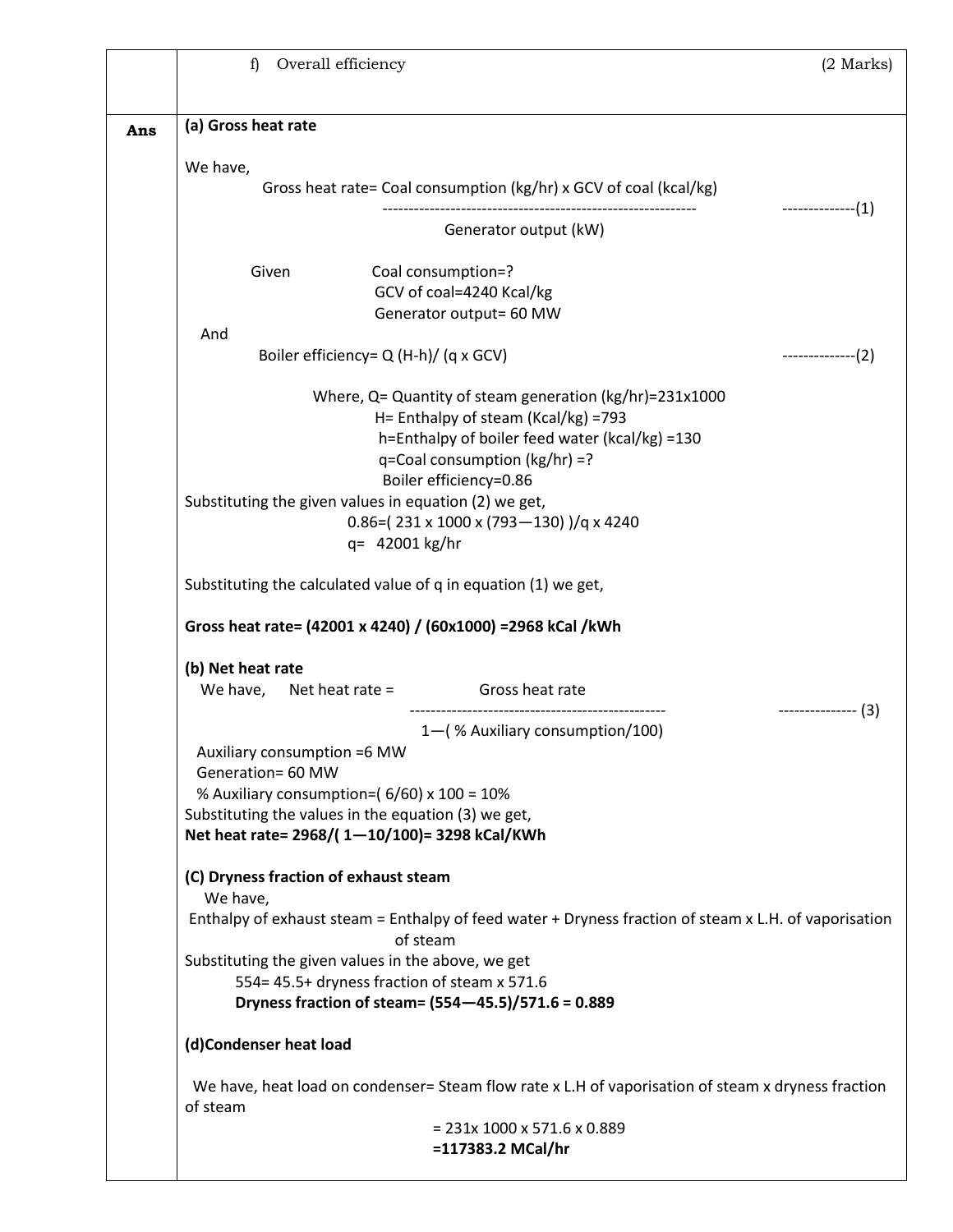f) Overall efficiency (2 Marks)

**Ans**

**(a) Gross heat rate**

We have,

$$\text{Gross heat rate} = \frac{\text{Coal consumption (kg/hr) x GCV of coal (kcal/kg)}}{\text{Generator output (kW)}} \quad \text{--------------(1)}$$

Given Coal consumption=?
GCV of coal=4240 Kcal/kg
Generator output= 60 MW

And

Boiler efficiency= Q (H-h)/ (q x GCV) --------------(2)

Where, Q= Quantity of steam generation (kg/hr)=231x1000
H= Enthalpy of steam (Kcal/kg) =793
h=Enthalpy of boiler feed water (kcal/kg) =130
q=Coal consumption (kg/hr) =?
Boiler efficiency=0.86

Substituting the given values in equation (2) we get,

0.86=( 231 x 1000 x (793—130) )/q x 4240

q= 42001 kg/hr

Substituting the calculated value of q in equation (1) we get,

**Gross heat rate= (42001 x 4240) / (60x1000) =2968 kCal /kWh**

**(b) Net heat rate**

We have,

$$\text{Net heat rate} = \frac{\text{Gross heat rate}}{1 - (\text{ \% Auxiliary consumption}/100)} \quad \text{--------------- (3)}$$

Auxiliary consumption =6 MW
Generation= 60 MW
% Auxiliary consumption=( 6/60) x 100 = 10%

Substituting the values in the equation (3) we get,

**Net heat rate= 2968/( 1—10/100)= 3298 kCal/KWh**

**(C) Dryness fraction of exhaust steam**

We have,

Enthalpy of exhaust steam = Enthalpy of feed water + Dryness fraction of steam x L.H. of vaporisation of steam

Substituting the given values in the above, we get

554= 45.5+ dryness fraction of steam x 571.6

**Dryness fraction of steam= (554—45.5)/571.6 = 0.889**

**(d)Condenser heat load**

We have, heat load on condenser= Steam flow rate x L.H of vaporisation of steam x dryness fraction of steam

= 231x 1000 x 571.6 x 0.889

**=117383.2 MCal/hr**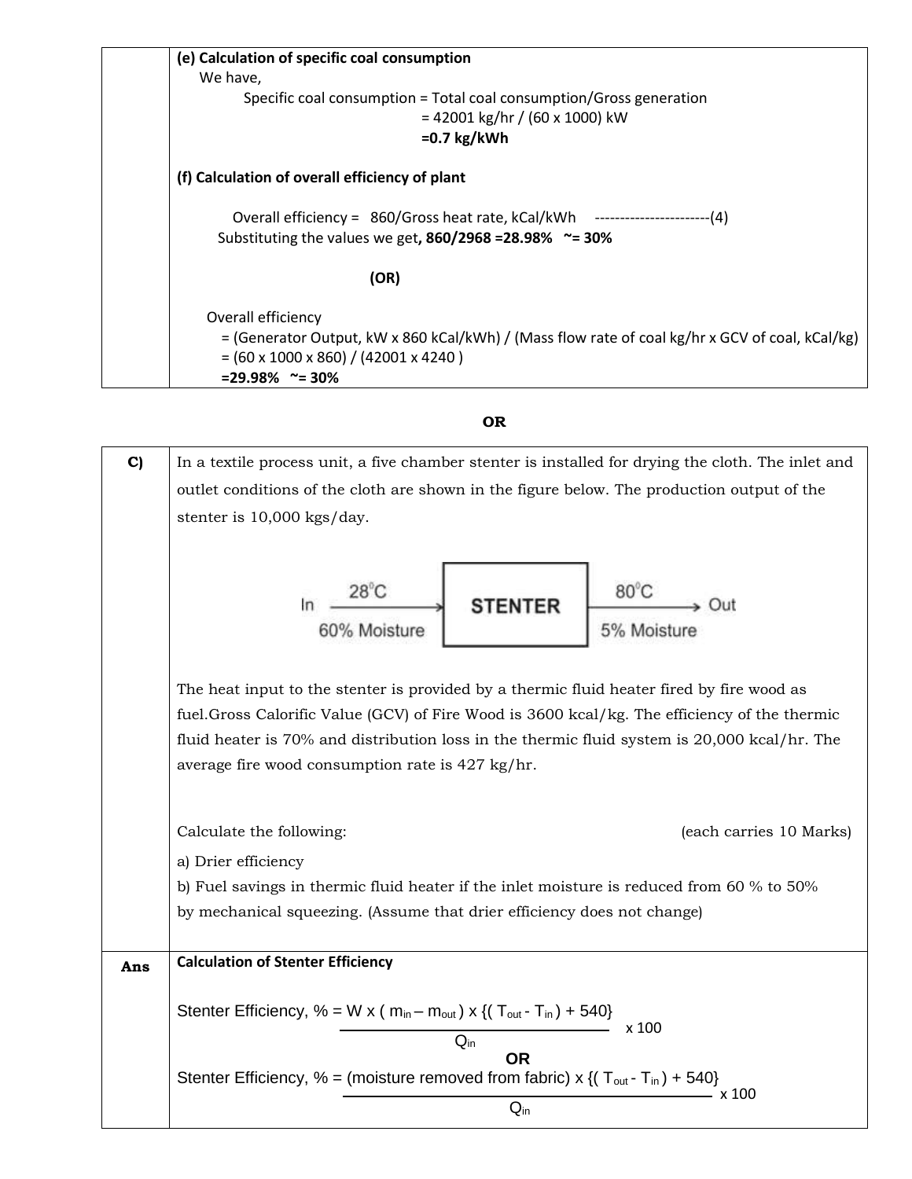**(e) Calculation of specific coal consumption**

We have,

Specific coal consumption = Total coal consumption/Gross generation

= 42001 kg/hr / (60 x 1000) kW

**=0.7 kg/kWh**

**(f) Calculation of overall efficiency of plant**

Overall efficiency = 860/Gross heat rate, kCal/kWh -----------------------(4)

Substituting the values we get, **860/2968 =28.98% ~= 30%**

**(OR)**

Overall efficiency

= (Generator Output, kW x 860 kCal/kWh) / (Mass flow rate of coal kg/hr x GCV of coal, kCal/kg)

= (60 x 1000 x 860) / (42001 x 4240 )

**=29.98% ~= 30%**

**OR**

**C)** In a textile process unit, a five chamber stenter is installed for drying the cloth. The inlet and outlet conditions of the cloth are shown in the figure below. The production output of the stenter is 10,000 kgs/day.

In → 28°C, 60% Moisture → **STENTER** → 80°C, 5% Moisture → Out

The heat input to the stenter is provided by a thermic fluid heater fired by fire wood as fuel.Gross Calorific Value (GCV) of Fire Wood is 3600 kcal/kg. The efficiency of the thermic fluid heater is 70% and distribution loss in the thermic fluid system is 20,000 kcal/hr. The average fire wood consumption rate is 427 kg/hr.

Calculate the following: (each carries 10 Marks)

a) Drier efficiency

b) Fuel savings in thermic fluid heater if the inlet moisture is reduced from 60 % to 50% by mechanical squeezing. (Assume that drier efficiency does not change)

**Ans** **Calculation of Stenter Efficiency**

$$\text{Stenter Efficiency, \%} = \frac{W \times (m_{in} - m_{out}) \times \{(T_{out} - T_{in}) + 540\}}{Q_{in}} \times 100$$

**OR**

$$\text{Stenter Efficiency, \%} = \frac{(\text{moisture removed from fabric}) \times \{(T_{out} - T_{in}) + 540\}}{Q_{in}} \times 100$$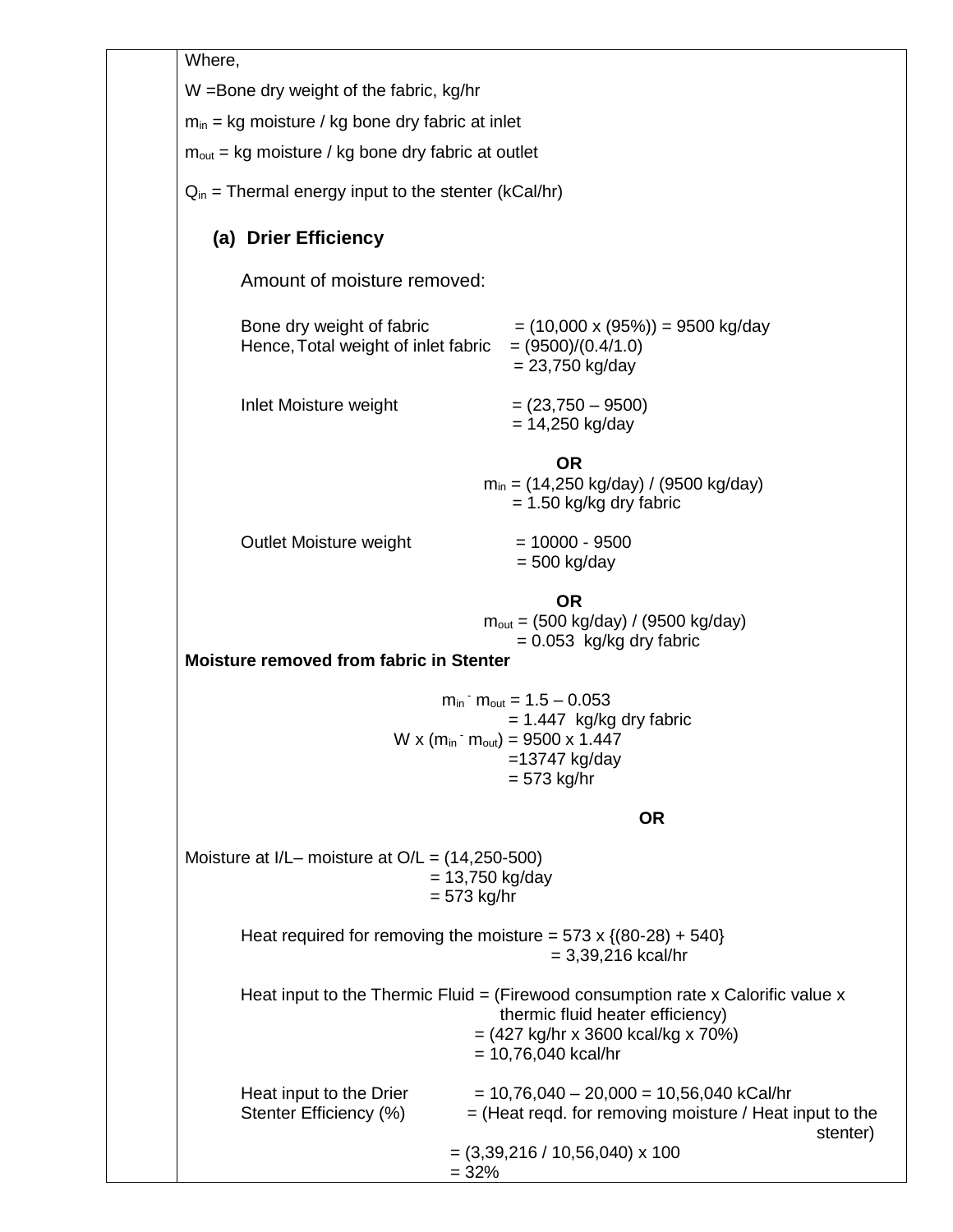Where,

W = Bone dry weight of the fabric, kg/hr

$m_{in}$ = kg moisture / kg bone dry fabric at inlet

$m_{out}$ = kg moisture / kg bone dry fabric at outlet

$Q_{in}$ = Thermal energy input to the stenter (kCal/hr)

**(a) Drier Efficiency**

Amount of moisture removed:

Bone dry weight of fabric = (10,000 x (95%)) = 9500 kg/day

Hence, Total weight of inlet fabric = (9500)/(0.4/1.0)
= 23,750 kg/day

Inlet Moisture weight = (23,750 – 9500)
= 14,250 kg/day

**OR**

$m_{in}$ = (14,250 kg/day) / (9500 kg/day)
= 1.50 kg/kg dry fabric

Outlet Moisture weight = 10000 - 9500
= 500 kg/day

**OR**

$m_{out}$ = (500 kg/day) / (9500 kg/day)
= 0.053 kg/kg dry fabric

**Moisture removed from fabric in Stenter**

$m_{in} - m_{out}$ = 1.5 – 0.053
= 1.447 kg/kg dry fabric

W x ($m_{in} - m_{out}$) = 9500 x 1.447
=13747 kg/day
= 573 kg/hr

**OR**

Moisture at I/L– moisture at O/L = (14,250-500)
= 13,750 kg/day
= 573 kg/hr

Heat required for removing the moisture = 573 x {(80-28) + 540}
= 3,39,216 kcal/hr

Heat input to the Thermic Fluid = (Firewood consumption rate x Calorific value x thermic fluid heater efficiency)
= (427 kg/hr x 3600 kcal/kg x 70%)
= 10,76,040 kcal/hr

Heat input to the Drier = 10,76,040 – 20,000 = 10,56,040 kCal/hr

Stenter Efficiency (%) = (Heat reqd. for removing moisture / Heat input to the stenter)
= (3,39,216 / 10,56,040) x 100
= 32%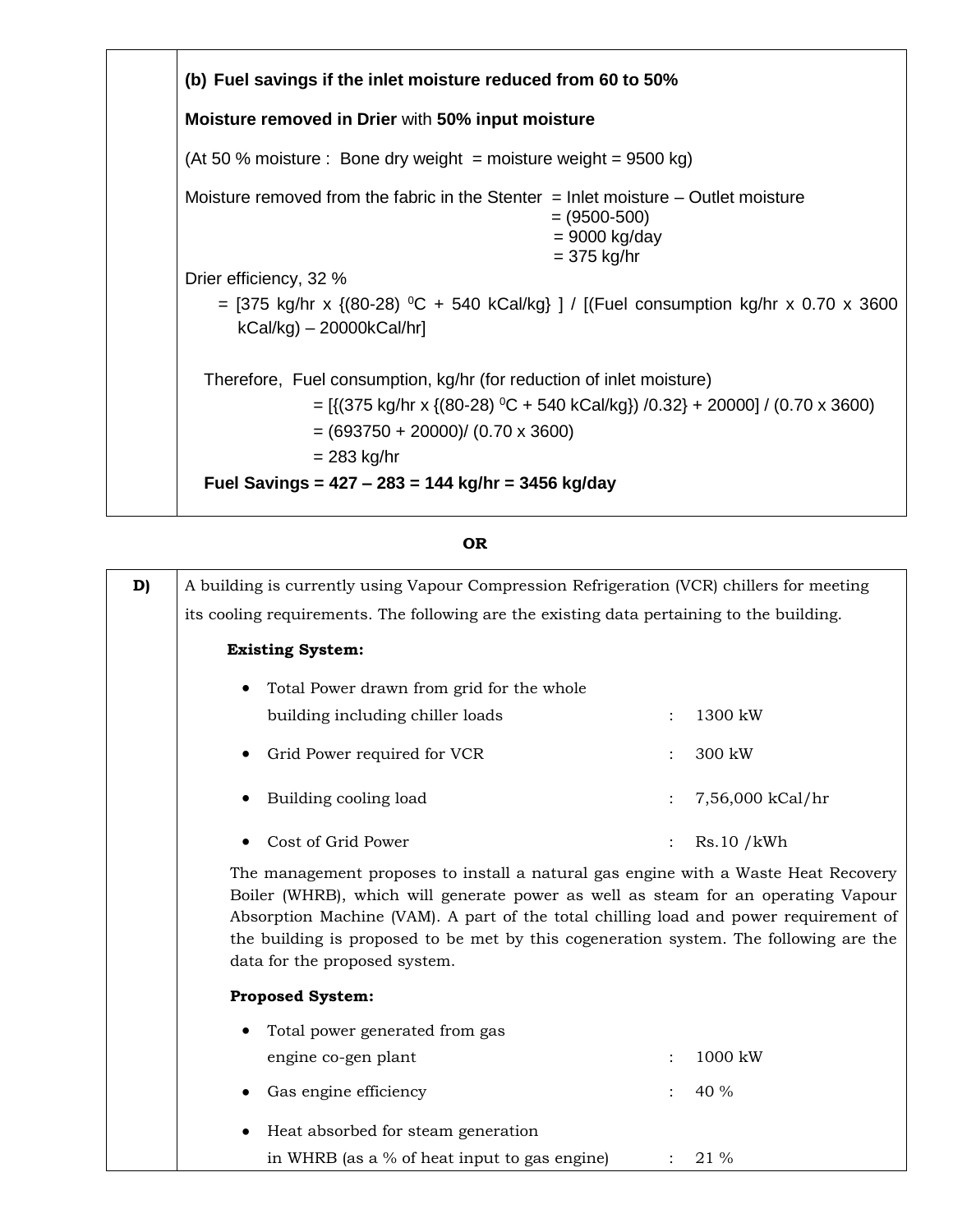**(b) Fuel savings if the inlet moisture reduced from 60 to 50%**

**Moisture removed in Drier** with **50% input moisture**

(At 50 % moisture : Bone dry weight = moisture weight = 9500 kg)

Moisture removed from the fabric in the Stenter = Inlet moisture – Outlet moisture
= (9500-500)
= 9000 kg/day
= 375 kg/hr

Drier efficiency, 32 %

= [375 kg/hr x {(80-28) $^0$C + 540 kCal/kg} ] / [(Fuel consumption kg/hr x 0.70 x 3600 kCal/kg) – 20000kCal/hr]

Therefore, Fuel consumption, kg/hr (for reduction of inlet moisture)

= [{(375 kg/hr x {(80-28) $^0$C + 540 kCal/kg}) /0.32} + 20000] / (0.70 x 3600)

= (693750 + 20000)/ (0.70 x 3600)

= 283 kg/hr

**Fuel Savings = 427 – 283 = 144 kg/hr = 3456 kg/day**

**OR**

**D)** A building is currently using Vapour Compression Refrigeration (VCR) chillers for meeting its cooling requirements. The following are the existing data pertaining to the building.

**Existing System:**

- Total Power drawn from grid for the whole building including chiller loads : 1300 kW
- Grid Power required for VCR : 300 kW
- Building cooling load : 7,56,000 kCal/hr
- Cost of Grid Power : Rs.10 /kWh

The management proposes to install a natural gas engine with a Waste Heat Recovery Boiler (WHRB), which will generate power as well as steam for an operating Vapour Absorption Machine (VAM). A part of the total chilling load and power requirement of the building is proposed to be met by this cogeneration system. The following are the data for the proposed system.

**Proposed System:**

- Total power generated from gas engine co-gen plant : 1000 kW
- Gas engine efficiency : 40 %
- Heat absorbed for steam generation in WHRB (as a % of heat input to gas engine) : 21 %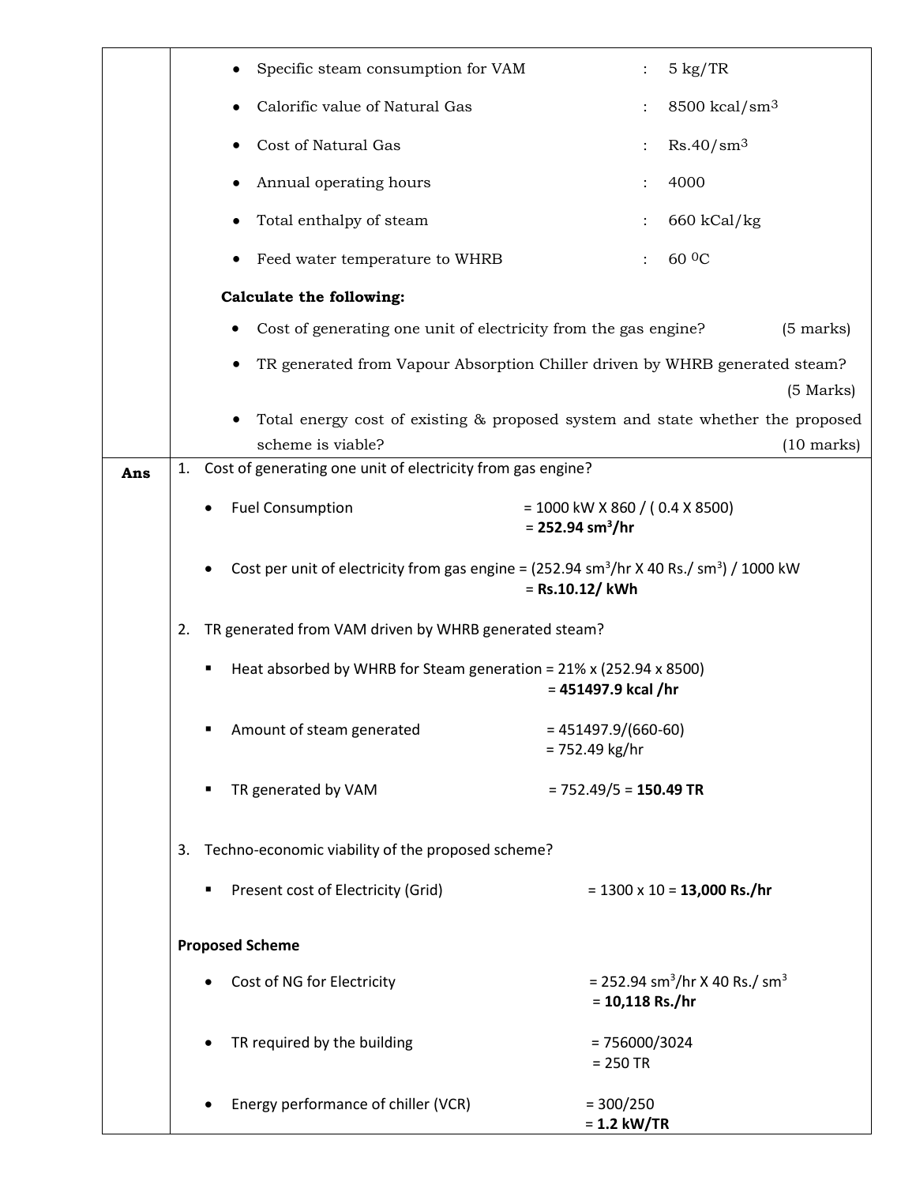- Specific steam consumption for VAM : 5 kg/TR
- Calorific value of Natural Gas : 8500 kcal/sm$^3$
- Cost of Natural Gas : Rs.40/sm$^3$
- Annual operating hours : 4000
- Total enthalpy of steam : 660 kCal/kg
- Feed water temperature to WHRB : 60 $^0$C

**Calculate the following:**

- Cost of generating one unit of electricity from the gas engine? (5 marks)
- TR generated from Vapour Absorption Chiller driven by WHRB generated steam? (5 Marks)
- Total energy cost of existing & proposed system and state whether the proposed scheme is viable? (10 marks)

**Ans**

1. Cost of generating one unit of electricity from gas engine?

   - Fuel Consumption = 1000 kW X 860 / ( 0.4 X 8500) = **252.94 sm$^3$/hr**
   - Cost per unit of electricity from gas engine = (252.94 sm$^3$/hr X 40 Rs./ sm$^3$) / 1000 kW = **Rs.10.12/ kWh**

2. TR generated from VAM driven by WHRB generated steam?

   - Heat absorbed by WHRB for Steam generation = 21% x (252.94 x 8500) = **451497.9 kcal /hr**
   - Amount of steam generated = 451497.9/(660-60) = 752.49 kg/hr
   - TR generated by VAM = 752.49/5 = **150.49 TR**

3. Techno-economic viability of the proposed scheme?

   - Present cost of Electricity (Grid) = 1300 x 10 = **13,000 Rs./hr**

**Proposed Scheme**

- Cost of NG for Electricity = 252.94 sm$^3$/hr X 40 Rs./ sm$^3$ = **10,118 Rs./hr**
- TR required by the building = 756000/3024 = 250 TR
- Energy performance of chiller (VCR) = 300/250 = **1.2 kW/TR**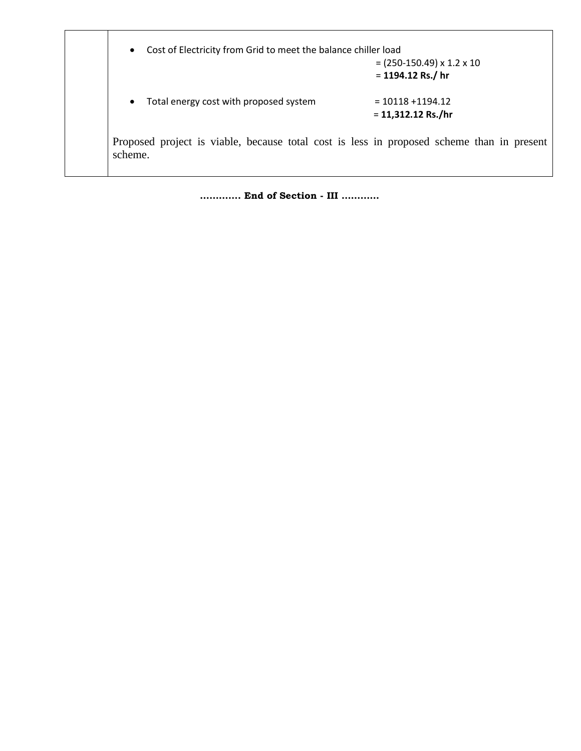| | |
|---|---|
| | • Cost of Electricity from Grid to meet the balance chiller load<br>= (250-150.49) x 1.2 x 10<br>= **1194.12 Rs./ hr**<br><br>• Total energy cost with proposed system = 10118 +1194.12<br>= **11,312.12 Rs./hr**<br><br>Proposed project is viable, because total cost is less in proposed scheme than in present scheme. |

**............ End of Section - III ............**